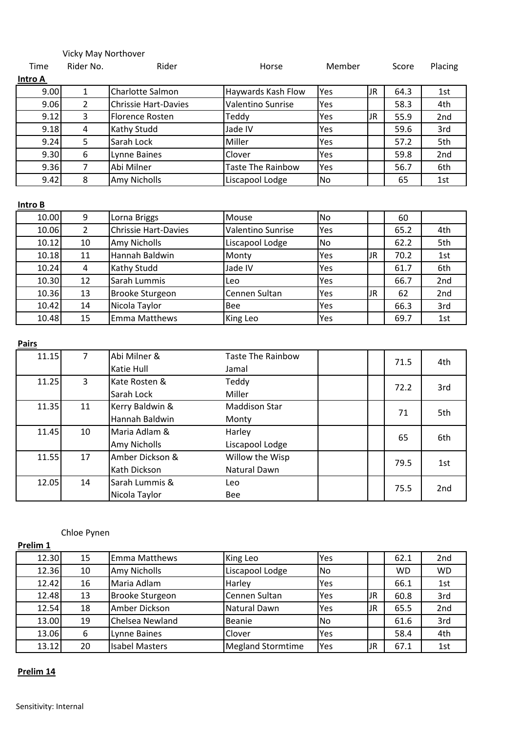Vicky May Northover

**Intro A**

| Time | Rider No. | Rider | Horse | Member | | Score | Placing |
|---|---|---|---|---|---|---|---|
| 9.00 | 1 | Charlotte Salmon | Haywards Kash Flow | Yes | JR | 64.3 | 1st |
| 9.06 | 2 | Chrissie Hart-Davies | Valentino Sunrise | Yes | | 58.3 | 4th |
| 9.12 | 3 | Florence Rosten | Teddy | Yes | JR | 55.9 | 2nd |
| 9.18 | 4 | Kathy Studd | Jade IV | Yes | | 59.6 | 3rd |
| 9.24 | 5 | Sarah Lock | Miller | Yes | | 57.2 | 5th |
| 9.30 | 6 | Lynne Baines | Clover | Yes | | 59.8 | 2nd |
| 9.36 | 7 | Abi Milner | Taste The Rainbow | Yes | | 56.7 | 6th |
| 9.42 | 8 | Amy Nicholls | Liscapool Lodge | No | | 65 | 1st |

**Intro B**

| Time | Rider No. | Rider | Horse | Member | | Score | Placing |
|---|---|---|---|---|---|---|---|
| 10.00 | 9 | Lorna Briggs | Mouse | No | | 60 | |
| 10.06 | 2 | Chrissie Hart-Davies | Valentino Sunrise | Yes | | 65.2 | 4th |
| 10.12 | 10 | Amy Nicholls | Liscapool Lodge | No | | 62.2 | 5th |
| 10.18 | 11 | Hannah Baldwin | Monty | Yes | JR | 70.2 | 1st |
| 10.24 | 4 | Kathy Studd | Jade IV | Yes | | 61.7 | 6th |
| 10.30 | 12 | Sarah Lummis | Leo | Yes | | 66.7 | 2nd |
| 10.36 | 13 | Brooke Sturgeon | Cennen Sultan | Yes | JR | 62 | 2nd |
| 10.42 | 14 | Nicola Taylor | Bee | Yes | | 66.3 | 3rd |
| 10.48 | 15 | Emma Matthews | King Leo | Yes | | 69.7 | 1st |

**Pairs**

| Time | Rider No. | Rider | Horse | Member | | Score | Placing |
|---|---|---|---|---|---|---|---|
| 11.15 | 7 | Abi Milner & Katie Hull | Taste The Rainbow Jamal | | | 71.5 | 4th |
| 11.25 | 3 | Kate Rosten & Sarah Lock | Teddy Miller | | | 72.2 | 3rd |
| 11.35 | 11 | Kerry Baldwin & Hannah Baldwin | Maddison Star Monty | | | 71 | 5th |
| 11.45 | 10 | Maria Adlam & Amy Nicholls | Harley Liscapool Lodge | | | 65 | 6th |
| 11.55 | 17 | Amber Dickson & Kath Dickson | Willow the Wisp Natural Dawn | | | 79.5 | 1st |
| 12.05 | 14 | Sarah Lummis & Nicola Taylor | Leo Bee | | | 75.5 | 2nd |

Chloe Pynen

**Prelim 1**

| Time | Rider No. | Rider | Horse | Member | | Score | Placing |
|---|---|---|---|---|---|---|---|
| 12.30 | 15 | Emma Matthews | King Leo | Yes | | 62.1 | 2nd |
| 12.36 | 10 | Amy Nicholls | Liscapool Lodge | No | | WD | WD |
| 12.42 | 16 | Maria Adlam | Harley | Yes | | 66.1 | 1st |
| 12.48 | 13 | Brooke Sturgeon | Cennen Sultan | Yes | JR | 60.8 | 3rd |
| 12.54 | 18 | Amber Dickson | Natural Dawn | Yes | JR | 65.5 | 2nd |
| 13.00 | 19 | Chelsea Newland | Beanie | No | | 61.6 | 3rd |
| 13.06 | 6 | Lynne Baines | Clover | Yes | | 58.4 | 4th |
| 13.12 | 20 | Isabel Masters | Megland Stormtime | Yes | JR | 67.1 | 1st |

**Prelim 14**

Sensitivity: Internal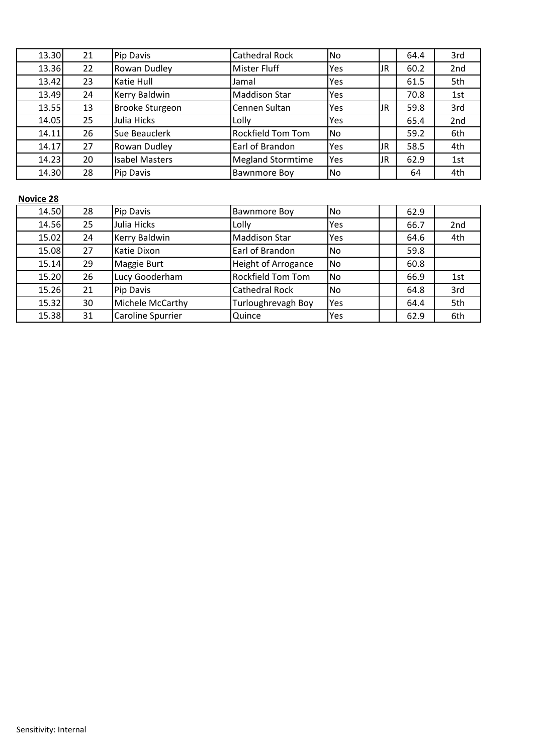| | | | | | | | |
|---|---|---|---|---|---|---|---|
| 13.30 | 21 | Pip Davis | Cathedral Rock | No | | 64.4 | 3rd |
| 13.36 | 22 | Rowan Dudley | Mister Fluff | Yes | JR | 60.2 | 2nd |
| 13.42 | 23 | Katie Hull | Jamal | Yes | | 61.5 | 5th |
| 13.49 | 24 | Kerry Baldwin | Maddison Star | Yes | | 70.8 | 1st |
| 13.55 | 13 | Brooke Sturgeon | Cennen Sultan | Yes | JR | 59.8 | 3rd |
| 14.05 | 25 | Julia Hicks | Lolly | Yes | | 65.4 | 2nd |
| 14.11 | 26 | Sue Beauclerk | Rockfield Tom Tom | No | | 59.2 | 6th |
| 14.17 | 27 | Rowan Dudley | Earl of Brandon | Yes | JR | 58.5 | 4th |
| 14.23 | 20 | Isabel Masters | Megland Stormtime | Yes | JR | 62.9 | 1st |
| 14.30 | 28 | Pip Davis | Bawnmore Boy | No | | 64 | 4th |

**Novice 28**

| | | | | | | | |
|---|---|---|---|---|---|---|---|
| 14.50 | 28 | Pip Davis | Bawnmore Boy | No | | 62.9 | |
| 14.56 | 25 | Julia Hicks | Lolly | Yes | | 66.7 | 2nd |
| 15.02 | 24 | Kerry Baldwin | Maddison Star | Yes | | 64.6 | 4th |
| 15.08 | 27 | Katie Dixon | Earl of Brandon | No | | 59.8 | |
| 15.14 | 29 | Maggie Burt | Height of Arrogance | No | | 60.8 | |
| 15.20 | 26 | Lucy Gooderham | Rockfield Tom Tom | No | | 66.9 | 1st |
| 15.26 | 21 | Pip Davis | Cathedral Rock | No | | 64.8 | 3rd |
| 15.32 | 30 | Michele McCarthy | Turloughrevagh Boy | Yes | | 64.4 | 5th |
| 15.38 | 31 | Caroline Spurrier | Quince | Yes | | 62.9 | 6th |

Sensitivity: Internal